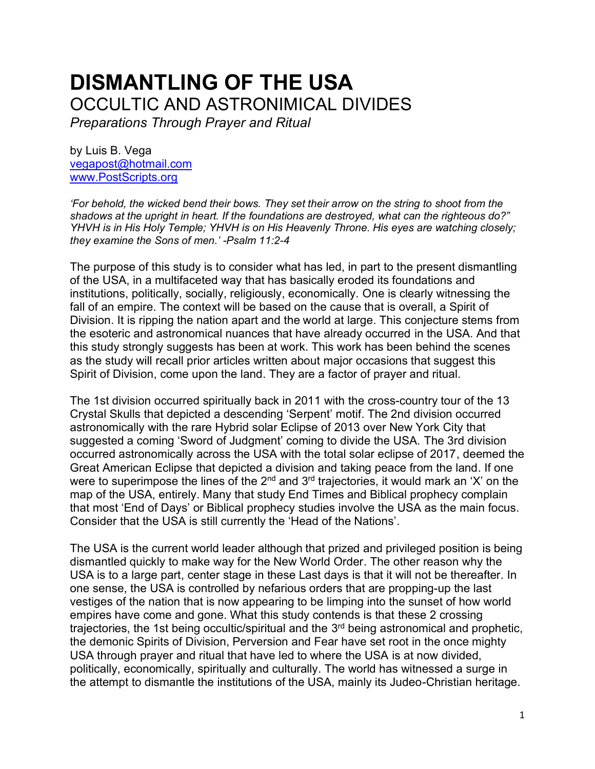# DISMANTLING OF THE USA

## OCCULTIC AND ASTRONIMICAL DIVIDES

*Preparations Through Prayer and Ritual*

by Luis B. Vega
vegapost@hotmail.com
www.PostScripts.org

*'For behold, the wicked bend their bows. They set their arrow on the string to shoot from the shadows at the upright in heart. If the foundations are destroyed, what can the righteous do?" YHVH is in His Holy Temple; YHVH is on His Heavenly Throne. His eyes are watching closely; they examine the Sons of men.' -Psalm 11:2-4*

The purpose of this study is to consider what has led, in part to the present dismantling of the USA, in a multifaceted way that has basically eroded its foundations and institutions, politically, socially, religiously, economically. One is clearly witnessing the fall of an empire. The context will be based on the cause that is overall, a Spirit of Division. It is ripping the nation apart and the world at large. This conjecture stems from the esoteric and astronomical nuances that have already occurred in the USA. And that this study strongly suggests has been at work. This work has been behind the scenes as the study will recall prior articles written about major occasions that suggest this Spirit of Division, come upon the land. They are a factor of prayer and ritual.

The 1st division occurred spiritually back in 2011 with the cross-country tour of the 13 Crystal Skulls that depicted a descending 'Serpent' motif. The 2nd division occurred astronomically with the rare Hybrid solar Eclipse of 2013 over New York City that suggested a coming 'Sword of Judgment' coming to divide the USA. The 3rd division occurred astronomically across the USA with the total solar eclipse of 2017, deemed the Great American Eclipse that depicted a division and taking peace from the land. If one were to superimpose the lines of the 2nd and 3rd trajectories, it would mark an 'X' on the map of the USA, entirely. Many that study End Times and Biblical prophecy complain that most 'End of Days' or Biblical prophecy studies involve the USA as the main focus. Consider that the USA is still currently the 'Head of the Nations'.

The USA is the current world leader although that prized and privileged position is being dismantled quickly to make way for the New World Order. The other reason why the USA is to a large part, center stage in these Last days is that it will not be thereafter. In one sense, the USA is controlled by nefarious orders that are propping-up the last vestiges of the nation that is now appearing to be limping into the sunset of how world empires have come and gone. What this study contends is that these 2 crossing trajectories, the 1st being occultic/spiritual and the 3rd being astronomical and prophetic, the demonic Spirits of Division, Perversion and Fear have set root in the once mighty USA through prayer and ritual that have led to where the USA is at now divided, politically, economically, spiritually and culturally. The world has witnessed a surge in the attempt to dismantle the institutions of the USA, mainly its Judeo-Christian heritage.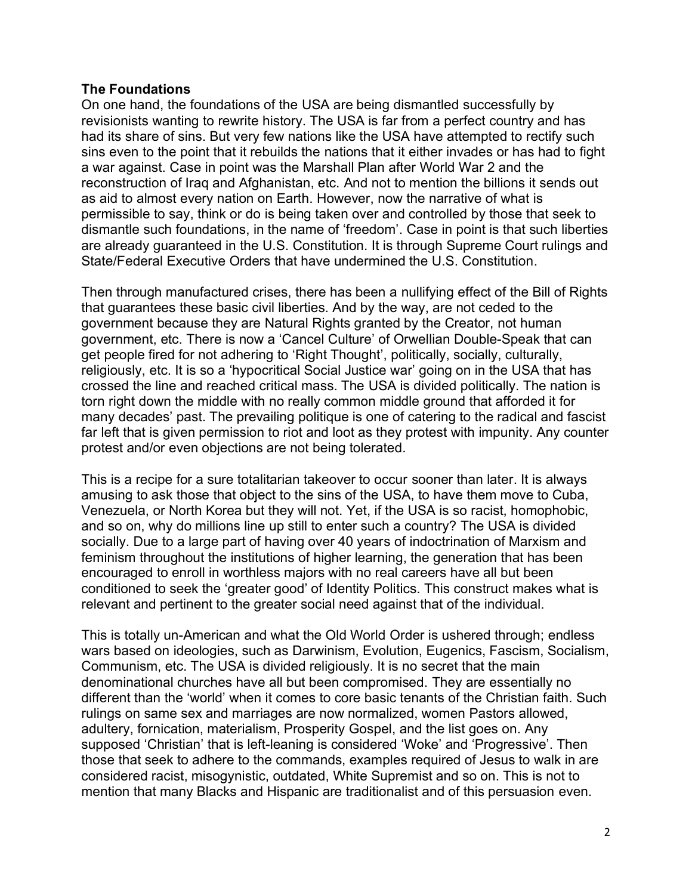**The Foundations**

On one hand, the foundations of the USA are being dismantled successfully by revisionists wanting to rewrite history. The USA is far from a perfect country and has had its share of sins. But very few nations like the USA have attempted to rectify such sins even to the point that it rebuilds the nations that it either invades or has had to fight a war against. Case in point was the Marshall Plan after World War 2 and the reconstruction of Iraq and Afghanistan, etc. And not to mention the billions it sends out as aid to almost every nation on Earth. However, now the narrative of what is permissible to say, think or do is being taken over and controlled by those that seek to dismantle such foundations, in the name of 'freedom'. Case in point is that such liberties are already guaranteed in the U.S. Constitution. It is through Supreme Court rulings and State/Federal Executive Orders that have undermined the U.S. Constitution.

Then through manufactured crises, there has been a nullifying effect of the Bill of Rights that guarantees these basic civil liberties. And by the way, are not ceded to the government because they are Natural Rights granted by the Creator, not human government, etc. There is now a 'Cancel Culture' of Orwellian Double-Speak that can get people fired for not adhering to 'Right Thought', politically, socially, culturally, religiously, etc. It is so a 'hypocritical Social Justice war' going on in the USA that has crossed the line and reached critical mass. The USA is divided politically. The nation is torn right down the middle with no really common middle ground that afforded it for many decades' past. The prevailing politique is one of catering to the radical and fascist far left that is given permission to riot and loot as they protest with impunity. Any counter protest and/or even objections are not being tolerated.

This is a recipe for a sure totalitarian takeover to occur sooner than later. It is always amusing to ask those that object to the sins of the USA, to have them move to Cuba, Venezuela, or North Korea but they will not. Yet, if the USA is so racist, homophobic, and so on, why do millions line up still to enter such a country? The USA is divided socially. Due to a large part of having over 40 years of indoctrination of Marxism and feminism throughout the institutions of higher learning, the generation that has been encouraged to enroll in worthless majors with no real careers have all but been conditioned to seek the 'greater good' of Identity Politics. This construct makes what is relevant and pertinent to the greater social need against that of the individual.

This is totally un-American and what the Old World Order is ushered through; endless wars based on ideologies, such as Darwinism, Evolution, Eugenics, Fascism, Socialism, Communism, etc. The USA is divided religiously. It is no secret that the main denominational churches have all but been compromised. They are essentially no different than the 'world' when it comes to core basic tenants of the Christian faith. Such rulings on same sex and marriages are now normalized, women Pastors allowed, adultery, fornication, materialism, Prosperity Gospel, and the list goes on. Any supposed 'Christian' that is left-leaning is considered 'Woke' and 'Progressive'. Then those that seek to adhere to the commands, examples required of Jesus to walk in are considered racist, misogynistic, outdated, White Supremist and so on. This is not to mention that many Blacks and Hispanic are traditionalist and of this persuasion even.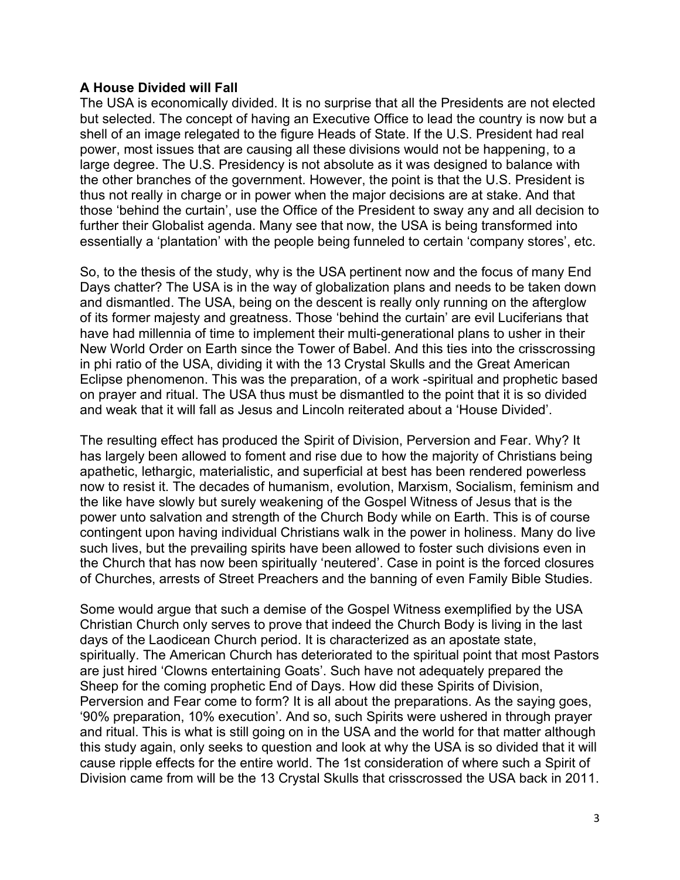**A House Divided will Fall**

The USA is economically divided. It is no surprise that all the Presidents are not elected but selected. The concept of having an Executive Office to lead the country is now but a shell of an image relegated to the figure Heads of State. If the U.S. President had real power, most issues that are causing all these divisions would not be happening, to a large degree. The U.S. Presidency is not absolute as it was designed to balance with the other branches of the government. However, the point is that the U.S. President is thus not really in charge or in power when the major decisions are at stake. And that those 'behind the curtain', use the Office of the President to sway any and all decision to further their Globalist agenda. Many see that now, the USA is being transformed into essentially a 'plantation' with the people being funneled to certain 'company stores', etc.

So, to the thesis of the study, why is the USA pertinent now and the focus of many End Days chatter? The USA is in the way of globalization plans and needs to be taken down and dismantled. The USA, being on the descent is really only running on the afterglow of its former majesty and greatness. Those 'behind the curtain' are evil Luciferians that have had millennia of time to implement their multi-generational plans to usher in their New World Order on Earth since the Tower of Babel. And this ties into the crisscrossing in phi ratio of the USA, dividing it with the 13 Crystal Skulls and the Great American Eclipse phenomenon. This was the preparation, of a work -spiritual and prophetic based on prayer and ritual. The USA thus must be dismantled to the point that it is so divided and weak that it will fall as Jesus and Lincoln reiterated about a 'House Divided'.

The resulting effect has produced the Spirit of Division, Perversion and Fear. Why? It has largely been allowed to foment and rise due to how the majority of Christians being apathetic, lethargic, materialistic, and superficial at best has been rendered powerless now to resist it. The decades of humanism, evolution, Marxism, Socialism, feminism and the like have slowly but surely weakening of the Gospel Witness of Jesus that is the power unto salvation and strength of the Church Body while on Earth. This is of course contingent upon having individual Christians walk in the power in holiness. Many do live such lives, but the prevailing spirits have been allowed to foster such divisions even in the Church that has now been spiritually 'neutered'. Case in point is the forced closures of Churches, arrests of Street Preachers and the banning of even Family Bible Studies.

Some would argue that such a demise of the Gospel Witness exemplified by the USA Christian Church only serves to prove that indeed the Church Body is living in the last days of the Laodicean Church period. It is characterized as an apostate state, spiritually. The American Church has deteriorated to the spiritual point that most Pastors are just hired 'Clowns entertaining Goats'. Such have not adequately prepared the Sheep for the coming prophetic End of Days. How did these Spirits of Division, Perversion and Fear come to form? It is all about the preparations. As the saying goes, '90% preparation, 10% execution'. And so, such Spirits were ushered in through prayer and ritual. This is what is still going on in the USA and the world for that matter although this study again, only seeks to question and look at why the USA is so divided that it will cause ripple effects for the entire world. The 1st consideration of where such a Spirit of Division came from will be the 13 Crystal Skulls that crisscrossed the USA back in 2011.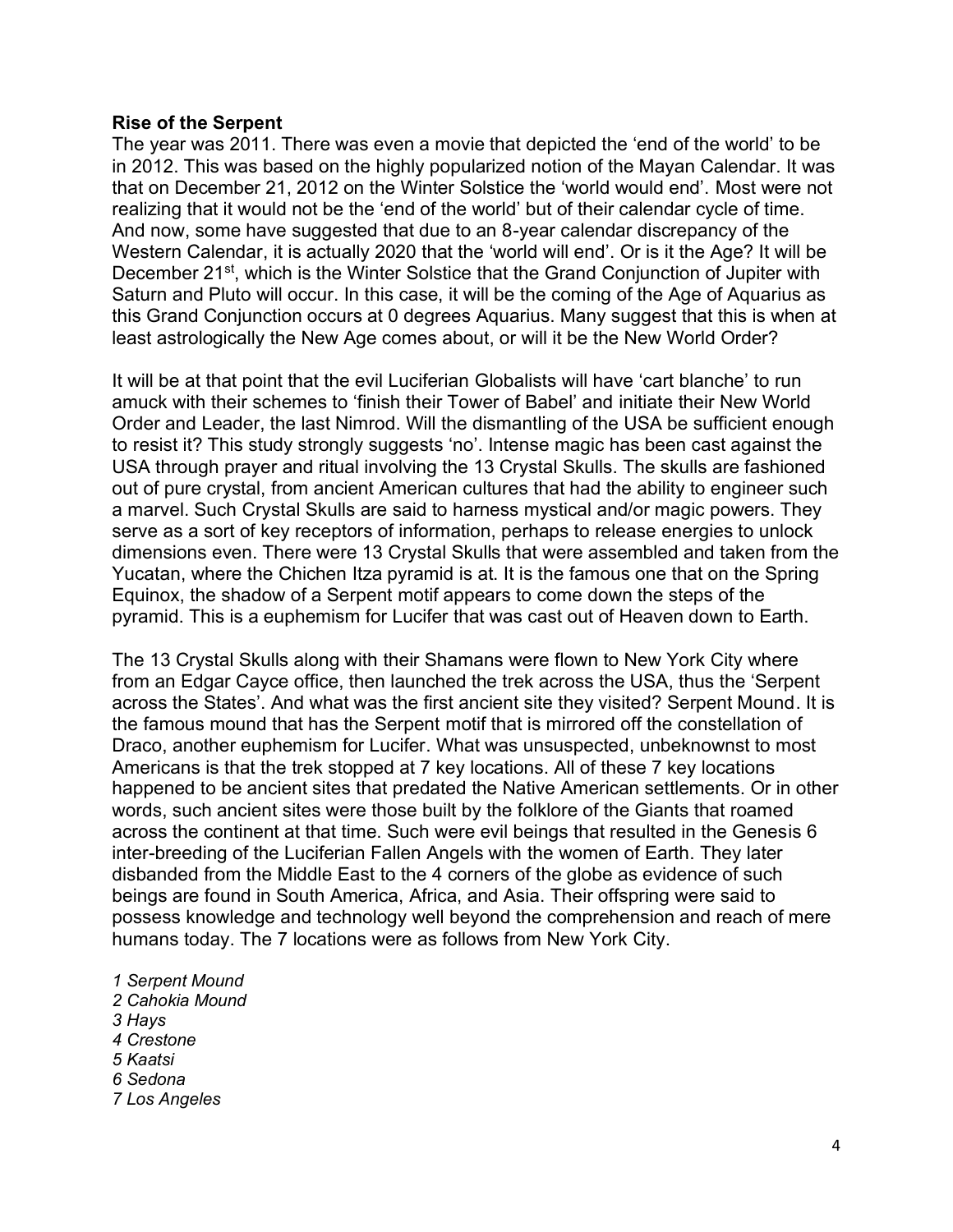**Rise of the Serpent**

The year was 2011. There was even a movie that depicted the 'end of the world' to be in 2012. This was based on the highly popularized notion of the Mayan Calendar. It was that on December 21, 2012 on the Winter Solstice the 'world would end'. Most were not realizing that it would not be the 'end of the world' but of their calendar cycle of time. And now, some have suggested that due to an 8-year calendar discrepancy of the Western Calendar, it is actually 2020 that the 'world will end'. Or is it the Age? It will be December 21st, which is the Winter Solstice that the Grand Conjunction of Jupiter with Saturn and Pluto will occur. In this case, it will be the coming of the Age of Aquarius as this Grand Conjunction occurs at 0 degrees Aquarius. Many suggest that this is when at least astrologically the New Age comes about, or will it be the New World Order?

It will be at that point that the evil Luciferian Globalists will have 'cart blanche' to run amuck with their schemes to 'finish their Tower of Babel' and initiate their New World Order and Leader, the last Nimrod. Will the dismantling of the USA be sufficient enough to resist it? This study strongly suggests 'no'. Intense magic has been cast against the USA through prayer and ritual involving the 13 Crystal Skulls. The skulls are fashioned out of pure crystal, from ancient American cultures that had the ability to engineer such a marvel. Such Crystal Skulls are said to harness mystical and/or magic powers. They serve as a sort of key receptors of information, perhaps to release energies to unlock dimensions even. There were 13 Crystal Skulls that were assembled and taken from the Yucatan, where the Chichen Itza pyramid is at. It is the famous one that on the Spring Equinox, the shadow of a Serpent motif appears to come down the steps of the pyramid. This is a euphemism for Lucifer that was cast out of Heaven down to Earth.

The 13 Crystal Skulls along with their Shamans were flown to New York City where from an Edgar Cayce office, then launched the trek across the USA, thus the 'Serpent across the States'. And what was the first ancient site they visited? Serpent Mound. It is the famous mound that has the Serpent motif that is mirrored off the constellation of Draco, another euphemism for Lucifer. What was unsuspected, unbeknownst to most Americans is that the trek stopped at 7 key locations. All of these 7 key locations happened to be ancient sites that predated the Native American settlements. Or in other words, such ancient sites were those built by the folklore of the Giants that roamed across the continent at that time. Such were evil beings that resulted in the Genesis 6 inter-breeding of the Luciferian Fallen Angels with the women of Earth. They later disbanded from the Middle East to the 4 corners of the globe as evidence of such beings are found in South America, Africa, and Asia. Their offspring were said to possess knowledge and technology well beyond the comprehension and reach of mere humans today. The 7 locations were as follows from New York City.

*1 Serpent Mound*
*2 Cahokia Mound*
*3 Hays*
*4 Crestone*
*5 Kaatsi*
*6 Sedona*
*7 Los Angeles*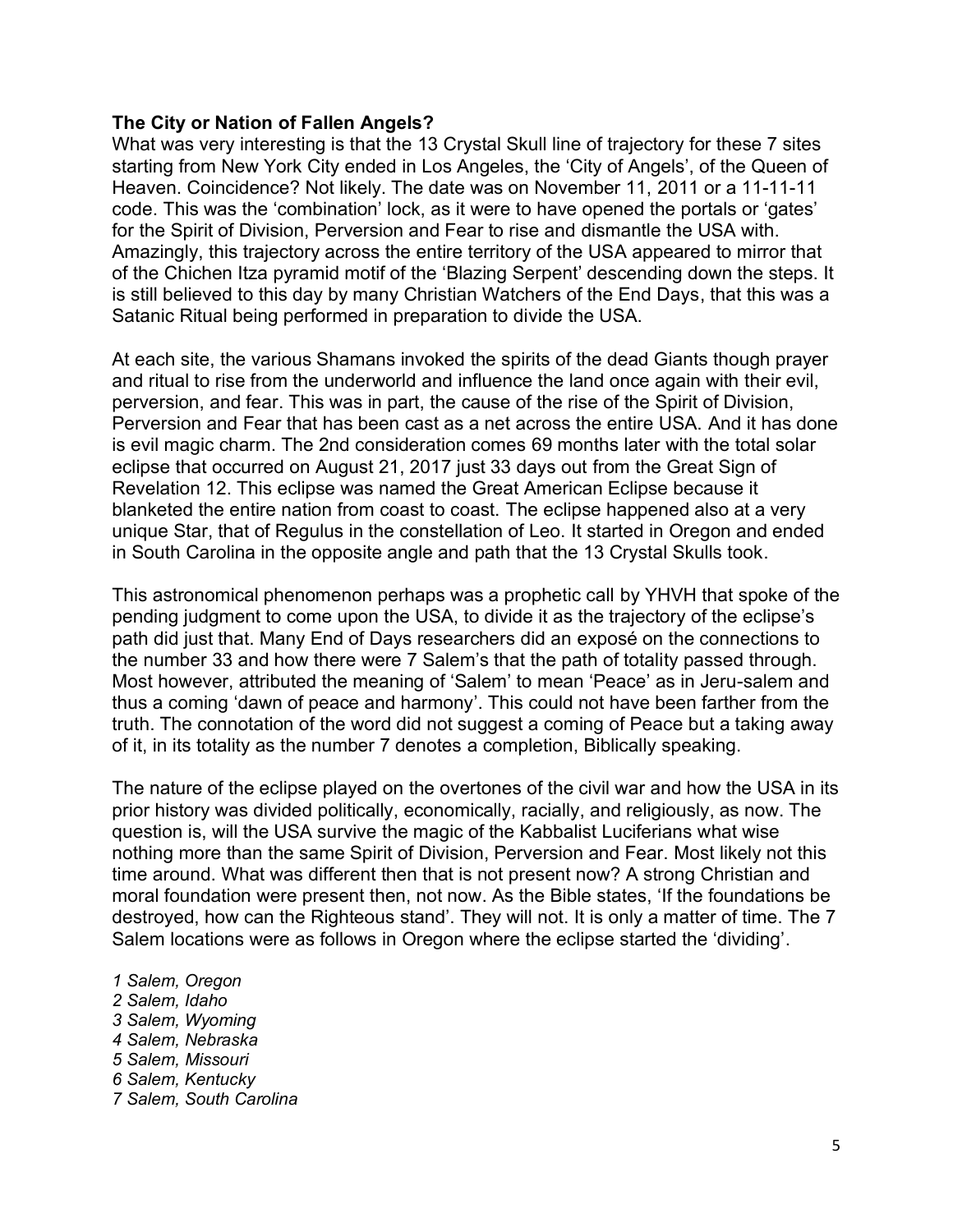**The City or Nation of Fallen Angels?**

What was very interesting is that the 13 Crystal Skull line of trajectory for these 7 sites starting from New York City ended in Los Angeles, the 'City of Angels', of the Queen of Heaven. Coincidence? Not likely. The date was on November 11, 2011 or a 11-11-11 code. This was the 'combination' lock, as it were to have opened the portals or 'gates' for the Spirit of Division, Perversion and Fear to rise and dismantle the USA with. Amazingly, this trajectory across the entire territory of the USA appeared to mirror that of the Chichen Itza pyramid motif of the 'Blazing Serpent' descending down the steps. It is still believed to this day by many Christian Watchers of the End Days, that this was a Satanic Ritual being performed in preparation to divide the USA.

At each site, the various Shamans invoked the spirits of the dead Giants though prayer and ritual to rise from the underworld and influence the land once again with their evil, perversion, and fear. This was in part, the cause of the rise of the Spirit of Division, Perversion and Fear that has been cast as a net across the entire USA. And it has done is evil magic charm. The 2nd consideration comes 69 months later with the total solar eclipse that occurred on August 21, 2017 just 33 days out from the Great Sign of Revelation 12. This eclipse was named the Great American Eclipse because it blanketed the entire nation from coast to coast. The eclipse happened also at a very unique Star, that of Regulus in the constellation of Leo. It started in Oregon and ended in South Carolina in the opposite angle and path that the 13 Crystal Skulls took.

This astronomical phenomenon perhaps was a prophetic call by YHVH that spoke of the pending judgment to come upon the USA, to divide it as the trajectory of the eclipse's path did just that. Many End of Days researchers did an exposé on the connections to the number 33 and how there were 7 Salem's that the path of totality passed through. Most however, attributed the meaning of 'Salem' to mean 'Peace' as in Jeru-salem and thus a coming 'dawn of peace and harmony'. This could not have been farther from the truth. The connotation of the word did not suggest a coming of Peace but a taking away of it, in its totality as the number 7 denotes a completion, Biblically speaking.

The nature of the eclipse played on the overtones of the civil war and how the USA in its prior history was divided politically, economically, racially, and religiously, as now. The question is, will the USA survive the magic of the Kabbalist Luciferians what wise nothing more than the same Spirit of Division, Perversion and Fear. Most likely not this time around. What was different then that is not present now? A strong Christian and moral foundation were present then, not now. As the Bible states, 'If the foundations be destroyed, how can the Righteous stand'. They will not. It is only a matter of time. The 7 Salem locations were as follows in Oregon where the eclipse started the 'dividing'.

*1 Salem, Oregon*
*2 Salem, Idaho*
*3 Salem, Wyoming*
*4 Salem, Nebraska*
*5 Salem, Missouri*
*6 Salem, Kentucky*
*7 Salem, South Carolina*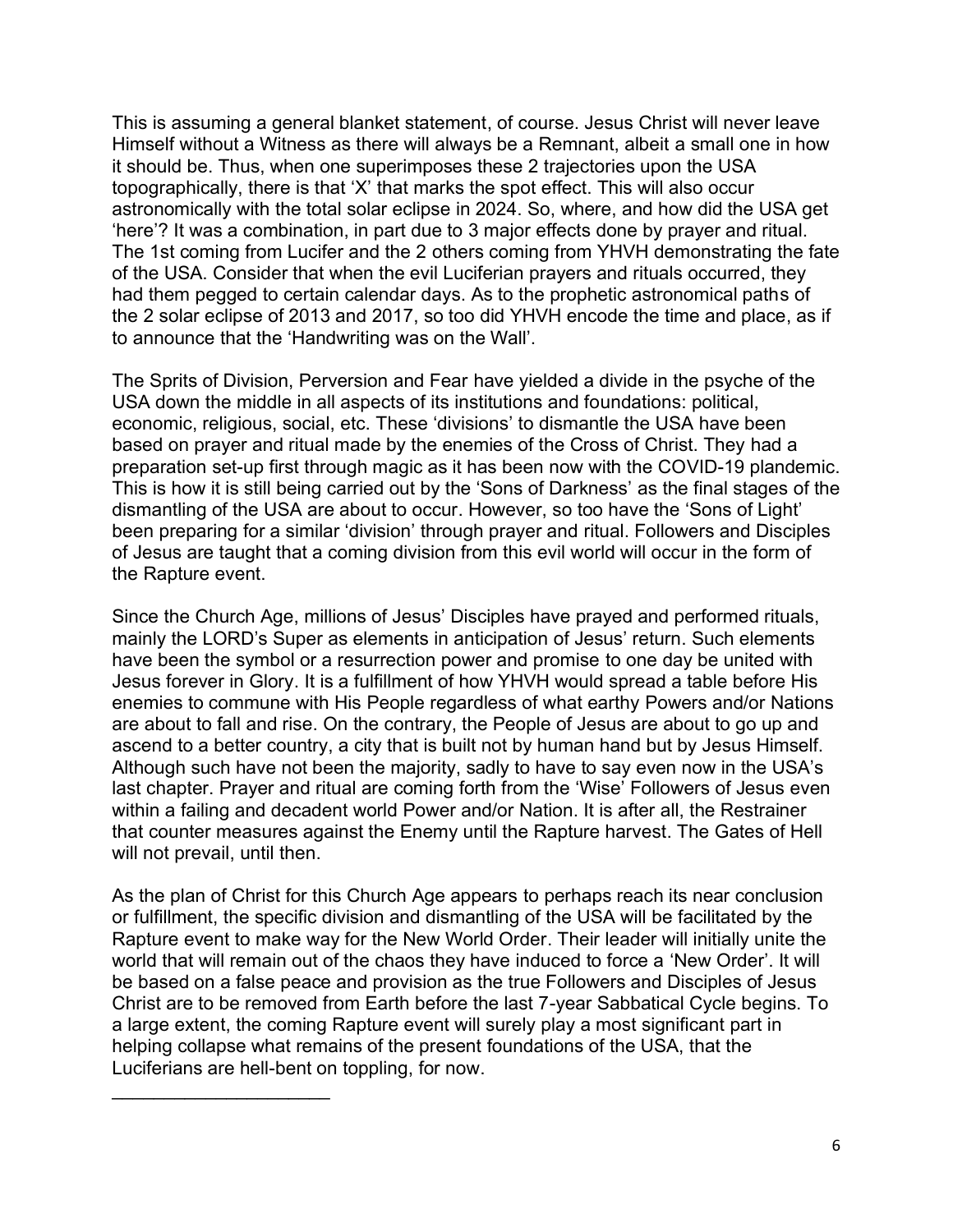This is assuming a general blanket statement, of course. Jesus Christ will never leave Himself without a Witness as there will always be a Remnant, albeit a small one in how it should be. Thus, when one superimposes these 2 trajectories upon the USA topographically, there is that 'X' that marks the spot effect. This will also occur astronomically with the total solar eclipse in 2024. So, where, and how did the USA get 'here'? It was a combination, in part due to 3 major effects done by prayer and ritual. The 1st coming from Lucifer and the 2 others coming from YHVH demonstrating the fate of the USA. Consider that when the evil Luciferian prayers and rituals occurred, they had them pegged to certain calendar days. As to the prophetic astronomical paths of the 2 solar eclipse of 2013 and 2017, so too did YHVH encode the time and place, as if to announce that the 'Handwriting was on the Wall'.

The Sprits of Division, Perversion and Fear have yielded a divide in the psyche of the USA down the middle in all aspects of its institutions and foundations: political, economic, religious, social, etc. These 'divisions' to dismantle the USA have been based on prayer and ritual made by the enemies of the Cross of Christ. They had a preparation set-up first through magic as it has been now with the COVID-19 plandemic. This is how it is still being carried out by the 'Sons of Darkness' as the final stages of the dismantling of the USA are about to occur. However, so too have the 'Sons of Light' been preparing for a similar 'division' through prayer and ritual. Followers and Disciples of Jesus are taught that a coming division from this evil world will occur in the form of the Rapture event.

Since the Church Age, millions of Jesus' Disciples have prayed and performed rituals, mainly the LORD's Super as elements in anticipation of Jesus' return. Such elements have been the symbol or a resurrection power and promise to one day be united with Jesus forever in Glory. It is a fulfillment of how YHVH would spread a table before His enemies to commune with His People regardless of what earthy Powers and/or Nations are about to fall and rise. On the contrary, the People of Jesus are about to go up and ascend to a better country, a city that is built not by human hand but by Jesus Himself. Although such have not been the majority, sadly to have to say even now in the USA's last chapter. Prayer and ritual are coming forth from the 'Wise' Followers of Jesus even within a failing and decadent world Power and/or Nation. It is after all, the Restrainer that counter measures against the Enemy until the Rapture harvest. The Gates of Hell will not prevail, until then.

As the plan of Christ for this Church Age appears to perhaps reach its near conclusion or fulfillment, the specific division and dismantling of the USA will be facilitated by the Rapture event to make way for the New World Order. Their leader will initially unite the world that will remain out of the chaos they have induced to force a 'New Order'. It will be based on a false peace and provision as the true Followers and Disciples of Jesus Christ are to be removed from Earth before the last 7-year Sabbatical Cycle begins. To a large extent, the coming Rapture event will surely play a most significant part in helping collapse what remains of the present foundations of the USA, that the Luciferians are hell-bent on toppling, for now.

_______________________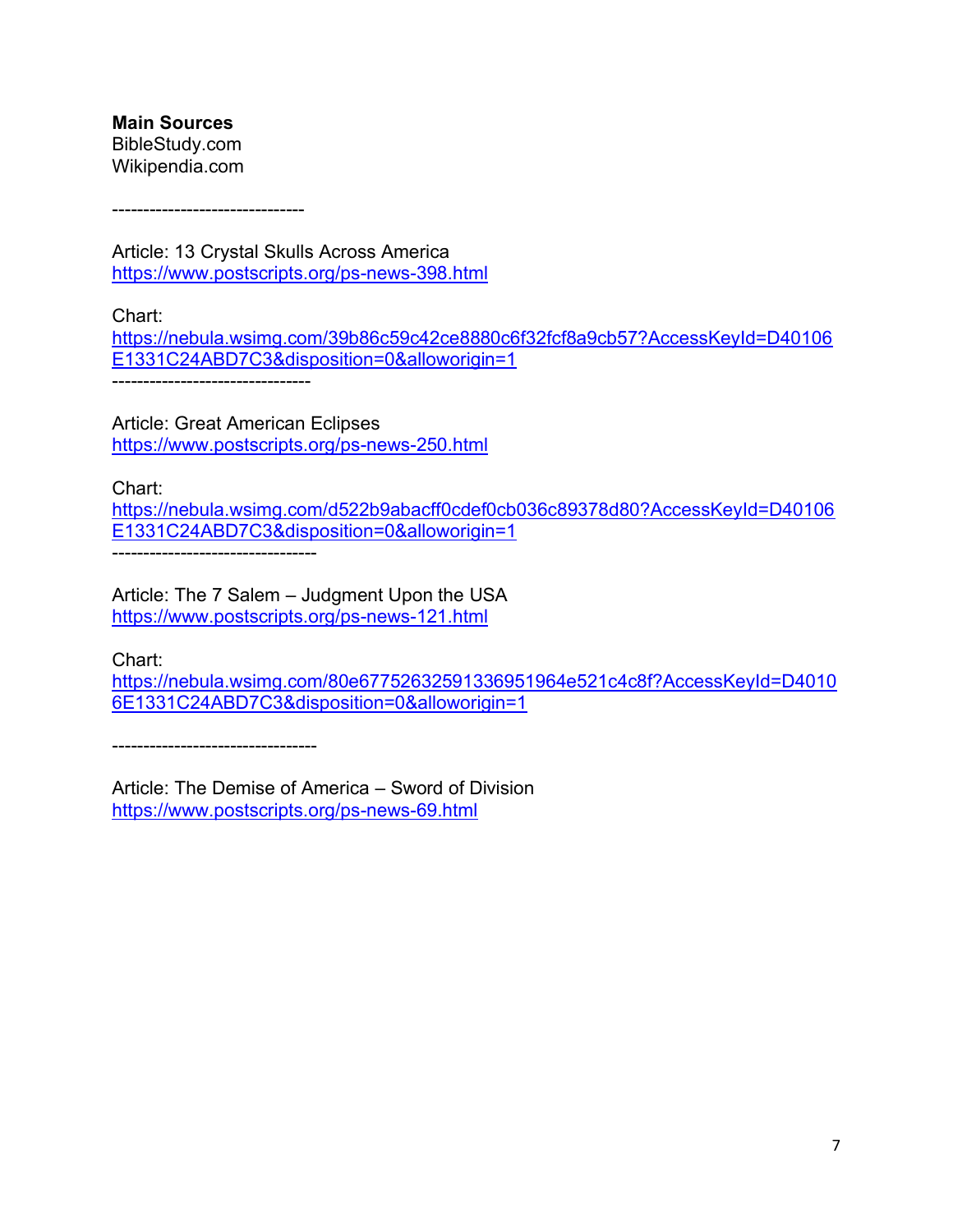**Main Sources**
BibleStudy.com
Wikipendia.com

--------------------------------

Article: 13 Crystal Skulls Across America
https://www.postscripts.org/ps-news-398.html

Chart:
https://nebula.wsimg.com/39b86c59c42ce8880c6f32fcf8a9cb57?AccessKeyId=D40106E1331C24ABD7C3&disposition=0&alloworigin=1

---------------------------------

Article: Great American Eclipses
https://www.postscripts.org/ps-news-250.html

Chart:
https://nebula.wsimg.com/d522b9abacff0cdef0cb036c89378d80?AccessKeyId=D40106E1331C24ABD7C3&disposition=0&alloworigin=1

---------------------------------

Article: The 7 Salem – Judgment Upon the USA
https://www.postscripts.org/ps-news-121.html

Chart:
https://nebula.wsimg.com/80e67752632591336951964e521c4c8f?AccessKeyId=D40106E1331C24ABD7C3&disposition=0&alloworigin=1

---------------------------------

Article: The Demise of America – Sword of Division
https://www.postscripts.org/ps-news-69.html